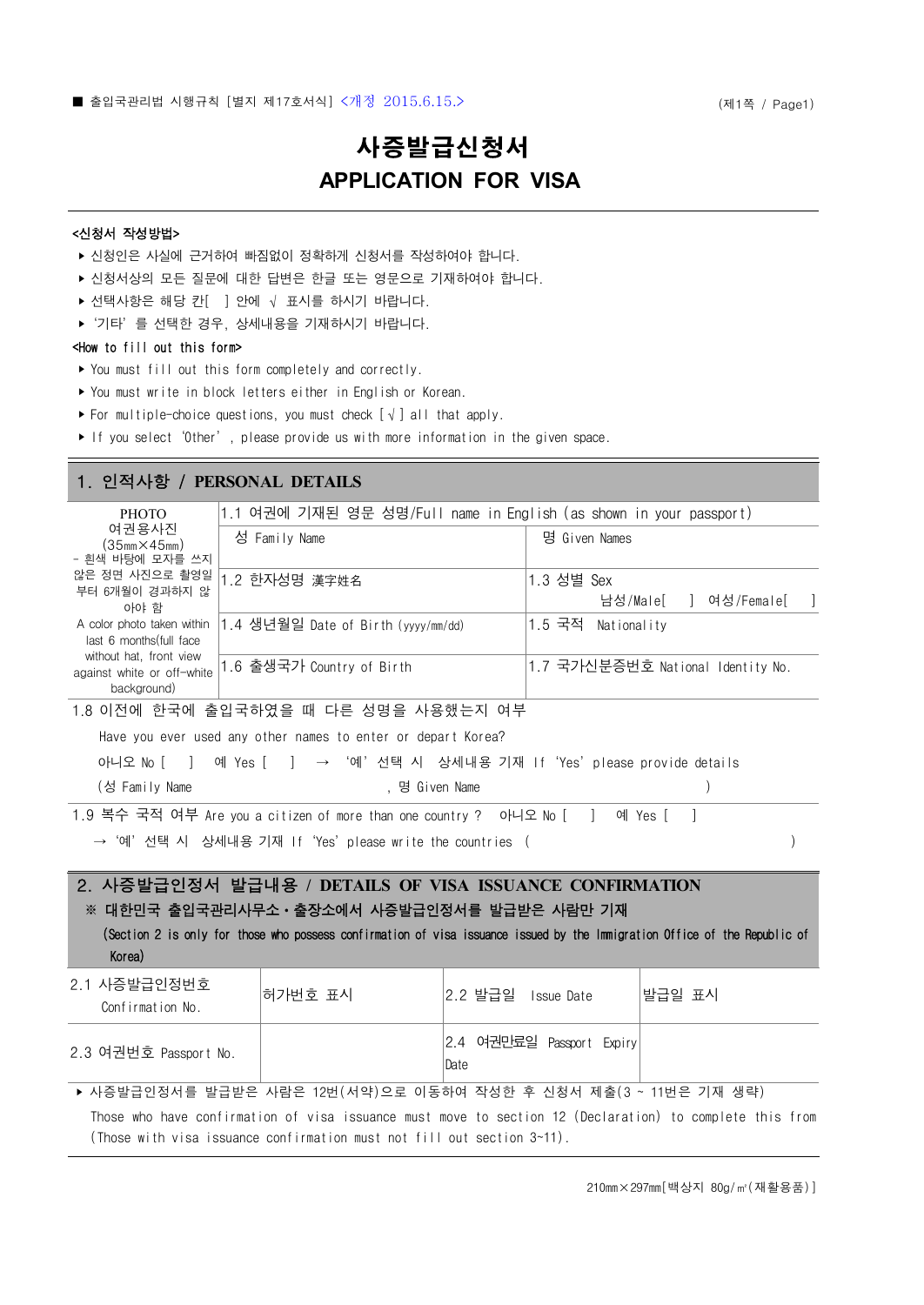■ 출입국관리법 시행규칙 [별지 제17호서식] <개정 2015.6.15.>

# 사증발급신청서
# APPLICATION FOR VISA

**<신청서 작성방법>**

- ▸ 신청인은 사실에 근거하여 빠짐없이 정확하게 신청서를 작성하여야 합니다.
- ▸ 신청서상의 모든 질문에 대한 답변은 한글 또는 영문으로 기재하여야 합니다.
- ▸ 선택사항은 해당 칸[ ] 안에 √ 표시를 하시기 바랍니다.
- ▸ '기타' 를 선택한 경우, 상세내용을 기재하시기 바랍니다.

**<How to fill out this form>**

- ▸ You must fill out this form completely and correctly.
- ▸ You must write in block letters either in English or Korean.
- ▸ For multiple-choice questions, you must check [√] all that apply.
- ▸ If you select 'Other', please provide us with more information in the given space.

## 1. 인적사항 / PERSONAL DETAILS

| PHOTO 여권용사진 (35㎜×45㎜) - 흰색 바탕에 모자를 쓰지 않은 정면 사진으로 촬영일부터 6개월이 경과하지 않아야 함 A color photo taken within last 6 months(full face without hat, front view against white or off-white background) | 1.1 여권에 기재된 영문 성명/Full name in English (as shown in your passport) | |
|---|---|---|
| | 성 Family Name | 명 Given Names |
| | 1.2 한자성명 漢字姓名 | 1.3 성별 Sex 남성/Male[ ] 여성/Female[ ] |
| | 1.4 생년월일 Date of Birth (yyyy/mm/dd) | 1.5 국적 Nationality |
| | 1.6 출생국가 Country of Birth | 1.7 국가신분증번호 National Identity No. |

1.8 이전에 한국에 출입국하였을 때 다른 성명을 사용했는지 여부

Have you ever used any other names to enter or depart Korea?

아니오 No [ ] 예 Yes [ ] → '예' 선택 시 상세내용 기재 If 'Yes' please provide details

(성 Family Name , 명 Given Name )

1.9 복수 국적 여부 Are you a citizen of more than one country ? 아니오 No [ ] 예 Yes [ ]

→ '예' 선택 시 상세내용 기재 If 'Yes' please write the countries ( )

## 2. 사증발급인정서 발급내용 / DETAILS OF VISA ISSUANCE CONFIRMATION

**※ 대한민국 출입국관리사무소・출장소에서 사증발급인정서를 발급받은 사람만 기재**

(Section 2 is only for those who possess confirmation of visa issuance issued by the Immigration Office of the Republic of Korea)

| 2.1 사증발급인정번호 Confirmation No. | 허가번호 표시 | 2.2 발급일 Issue Date | 발급일 표시 |
|---|---|---|---|
| 2.3 여권번호 Passport No. | | 2.4 여권만료일 Passport Expiry Date | |

▸ 사증발급인정서를 발급받은 사람은 12번(서약)으로 이동하여 작성한 후 신청서 제출(3 ~ 11번은 기재 생략)

Those who have confirmation of visa issuance must move to section 12 (Declaration) to complete this from (Those with visa issuance confirmation must not fill out section 3~11).

210㎜×297㎜[백상지 80g/㎡(재활용품)]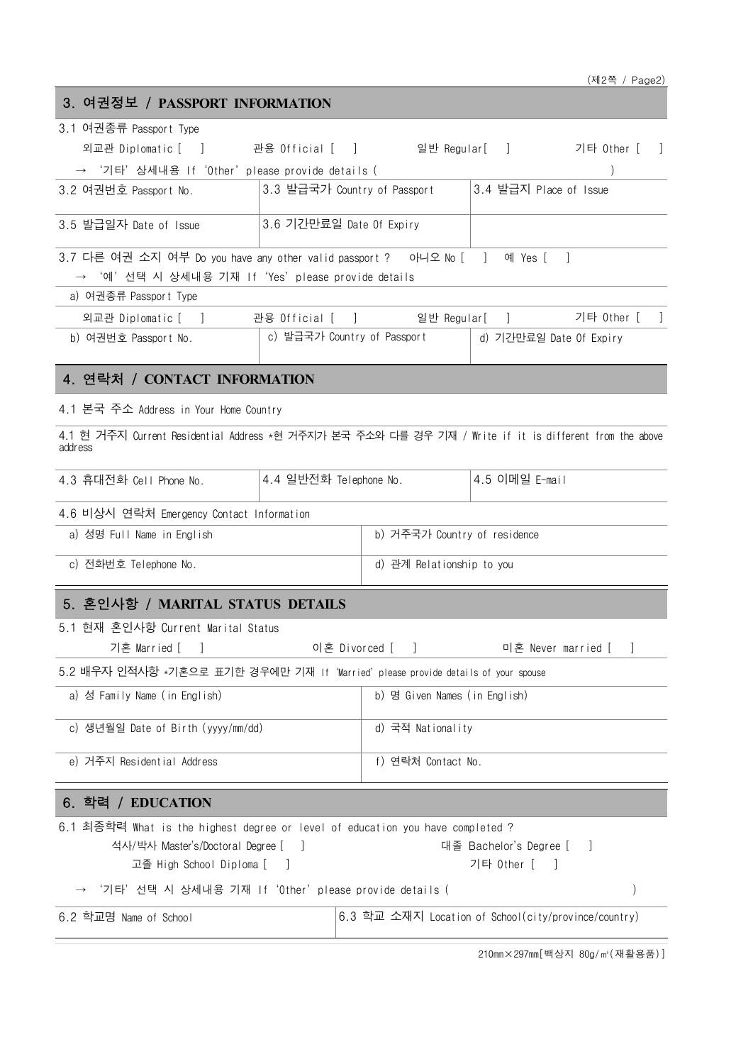## 3. 여권정보 / PASSPORT INFORMATION

3.1 여권종류 Passport Type

외교관 Diplomatic [ ]　관용 Official [ ]　일반 Regular[ ]　기타 Other [ ]

→ '기타' 상세내용 If 'Other' please provide details (　　　　　　　　)

| 3.2 여권번호 Passport No. | 3.3 발급국가 Country of Passport | 3.4 발급지 Place of Issue |
|---|---|---|
| 3.5 발급일자 Date of Issue | 3.6 기간만료일 Date Of Expiry | |

3.7 다른 여권 소지 여부 Do you have any other valid passport ?　아니오 No [ ]　예 Yes [ ]

→ '예' 선택 시 상세내용 기재 If 'Yes' please provide details

a) 여권종류 Passport Type

외교관 Diplomatic [ ]　관용 Official [ ]　일반 Regular[ ]　기타 Other [ ]

| b) 여권번호 Passport No. | c) 발급국가 Country of Passport | d) 기간만료일 Date Of Expiry |
|---|---|---|

## 4. 연락처 / CONTACT INFORMATION

4.1 본국 주소 Address in Your Home Country

4.1 현 거주지 Current Residential Address *현 거주지가 본국 주소와 다를 경우 기재 / Write if it is different from the above address

| 4.3 휴대전화 Cell Phone No. | 4.4 일반전화 Telephone No. | 4.5 이메일 E-mail |
|---|---|---|

4.6 비상시 연락처 Emergency Contact Information

| a) 성명 Full Name in English | b) 거주국가 Country of residence |
|---|---|
| c) 전화번호 Telephone No. | d) 관계 Relationship to you |

## 5. 혼인사항 / MARITAL STATUS DETAILS

5.1 현재 혼인사항 Current Marital Status

기혼 Married [ ]　이혼 Divorced [ ]　미혼 Never married [ ]

5.2 배우자 인적사항 *기혼으로 표기한 경우에만 기재 If 'Married' please provide details of your spouse

| a) 성 Family Name (in English) | b) 명 Given Names (in English) |
|---|---|
| c) 생년월일 Date of Birth (yyyy/mm/dd) | d) 국적 Nationality |
| e) 거주지 Residential Address | f) 연락처 Contact No. |

## 6. 학력 / EDUCATION

6.1 최종학력 What is the highest degree or level of education you have completed ?

석사/박사 Master's/Doctoral Degree [ ]　대졸 Bachelor's Degree [ ]

고졸 High School Diploma [ ]　기타 Other [ ]

→ '기타' 선택 시 상세내용 기재 If 'Other' please provide details (　　　　　　　　)

| 6.2 학교명 Name of School | 6.3 학교 소재지 Location of School(city/province/country) |
|---|---|

210mm×297mm[백상지 80g/㎡(재활용품)]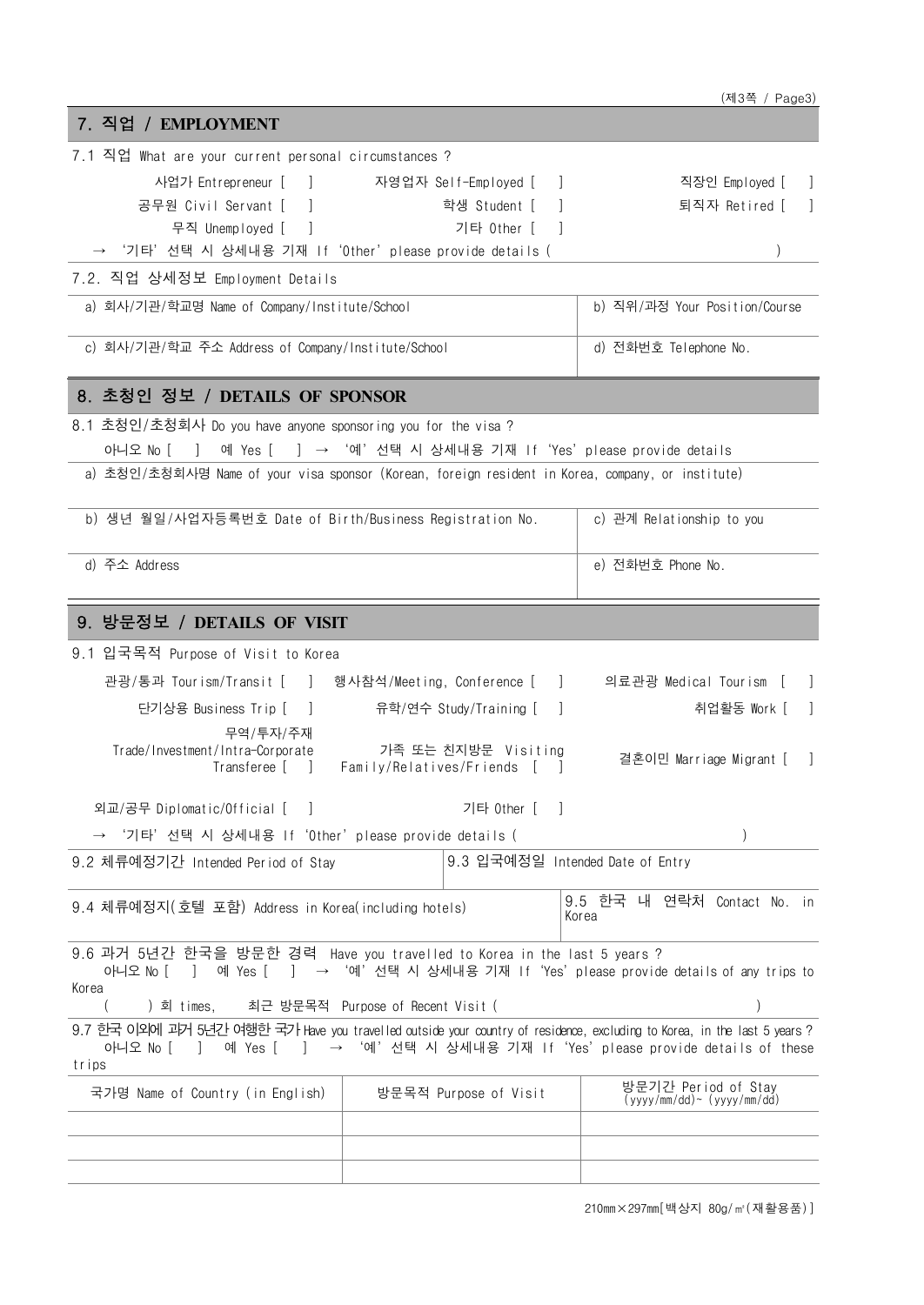(제3쪽 / Page3)

## 7. 직업 / EMPLOYMENT

7.1 직업 What are your current personal circumstances ?

사업가 Entrepreneur [ ]　　자영업자 Self-Employed [ ]　　직장인 Employed [ ]

공무원 Civil Servant [ ]　　학생 Student [ ]　　퇴직자 Retired [ ]

무직 Unemployed [ ]　　기타 Other [ ]

→ '기타' 선택 시 상세내용 기재 If 'Other' please provide details ( )

7.2. 직업 상세정보 Employment Details

| a) 회사/기관/학교명 Name of Company/Institute/School | b) 직위/과정 Your Position/Course |
|---|---|
| c) 회사/기관/학교 주소 Address of Company/Institute/School | d) 전화번호 Telephone No. |

## 8. 초청인 정보 / DETAILS OF SPONSOR

8.1 초청인/초청회사 Do you have anyone sponsoring you for the visa ?

아니오 No [ ]　예 Yes [ ] → '예' 선택 시 상세내용 기재 If 'Yes' please provide details

| a) 초청인/초청회사명 Name of your visa sponsor (Korean, foreign resident in Korea, company, or institute) | |
|---|---|
| b) 생년 월일/사업자등록번호 Date of Birth/Business Registration No. | c) 관계 Relationship to you |
| d) 주소 Address | e) 전화번호 Phone No. |

## 9. 방문정보 / DETAILS OF VISIT

9.1 입국목적 Purpose of Visit to Korea

관광/통과 Tourism/Transit [ ]　　행사참석/Meeting, Conference [ ]　　의료관광 Medical Tourism [ ]

단기상용 Business Trip [ ]　　유학/연수 Study/Training [ ]　　취업활동 Work [ ]

무역/투자/주재 Trade/Investment/Intra-Corporate Transferee [ ]　　가족 또는 친지방문 Visiting Family/Relatives/Friends [ ]　　결혼이민 Marriage Migrant [ ]

외교/공무 Diplomatic/Official [ ]　　기타 Other [ ]

→ '기타' 선택 시 상세내용 기재 If 'Other' please provide details ( )

| 9.2 체류예정기간 Intended Period of Stay | 9.3 입국예정일 Intended Date of Entry |
|---|---|
| 9.4 체류예정지(호텔 포함) Address in Korea(including hotels) | 9.5 한국 내 연락처 Contact No. in Korea |

9.6 과거 5년간 한국을 방문한 경력 Have you travelled to Korea in the last 5 years ?

아니오 No [ ]　예 Yes [ ] → '예' 선택 시 상세내용 기재 If 'Yes' please provide details of any trips to Korea

( ) 회 times,　최근 방문목적 Purpose of Recent Visit ( )

9.7 한국 이외에 과거 5년간 여행한 국가 Have you travelled outside your country of residence, excluding to Korea, in the last 5 years ?

아니오 No [ ]　예 Yes [ ] → '예' 선택 시 상세내용 기재 If 'Yes' please provide details of these trips

| 국가명 Name of Country (in English) | 방문목적 Purpose of Visit | 방문기간 Period of Stay (yyyy/mm/dd)~ (yyyy/mm/dd) |
|---|---|---|
| | | |
| | | |
| | | |

210mm×297mm[백상지 80g/㎡(재활용품)]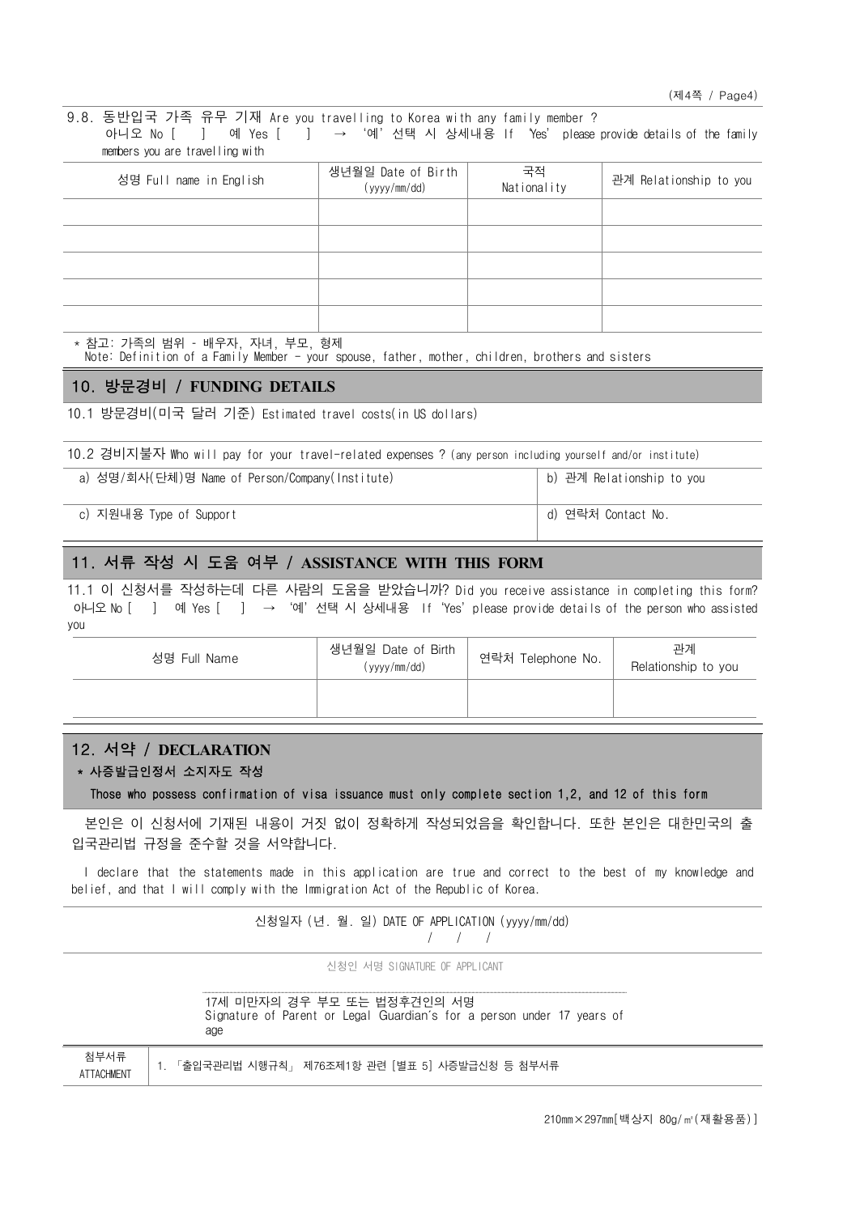9.8. 동반입국 가족 유무 기재 Are you travelling to Korea with any family member ?
아니오 No [ ] 예 Yes [ ] → '예' 선택 시 상세내용 If 'Yes' please provide details of the family members you are travelling with

| 성명 Full name in English | 생년월일 Date of Birth (yyyy/mm/dd) | 국적 Nationality | 관계 Relationship to you |
|---|---|---|---|
| | | | |
| | | | |
| | | | |
| | | | |
| | | | |

* 참고: 가족의 범위 - 배우자, 자녀, 부모, 형제
Note: Definition of a Family Member - your spouse, father, mother, children, brothers and sisters

## 10. 방문경비 / FUNDING DETAILS

10.1 방문경비(미국 달러 기준) Estimated travel costs(in US dollars)

10.2 경비지불자 Who will pay for your travel-related expenses ? (any person including yourself and/or institute)

| a) 성명/회사(단체)명 Name of Person/Company(Institute) | b) 관계 Relationship to you |
|---|---|
| c) 지원내용 Type of Support | d) 연락처 Contact No. |

## 11. 서류 작성 시 도움 여부 / ASSISTANCE WITH THIS FORM

11.1 이 신청서를 작성하는데 다른 사람의 도움을 받았습니까? Did you receive assistance in completing this form?
아니오 No [ ] 예 Yes [ ] → '예' 선택 시 상세내용 If 'Yes' please provide details of the person who assisted you

| 성명 Full Name | 생년월일 Date of Birth (yyyy/mm/dd) | 연락처 Telephone No. | 관계 Relationship to you |
|---|---|---|---|
| | | | |

## 12. 서약 / DECLARATION

**\* 사증발급인정서 소지자도 작성**

**Those who possess confirmation of visa issuance must only complete section 1,2, and 12 of this form**

본인은 이 신청서에 기재된 내용이 거짓 없이 정확하게 작성되었음을 확인합니다. 또한 본인은 대한민국의 출입국관리법 규정을 준수할 것을 서약합니다.

I declare that the statements made in this application are true and correct to the best of my knowledge and belief, and that I will comply with the Immigration Act of the Republic of Korea.

신청일자 (년. 월. 일) DATE OF APPLICATION (yyyy/mm/dd)
/ / /

신청인 서명 SIGNATURE OF APPLICANT

17세 미만자의 경우 부모 또는 법정후견인의 서명
Signature of Parent or Legal Guardian's for a person under 17 years of age

| 첨부서류 ATTACHMENT | 1. 「출입국관리법 시행규칙」 제76조제1항 관련 [별표 5] 사증발급신청 등 첨부서류 |
|---|---|

210mm×297mm[백상지 80g/㎡(재활용품)]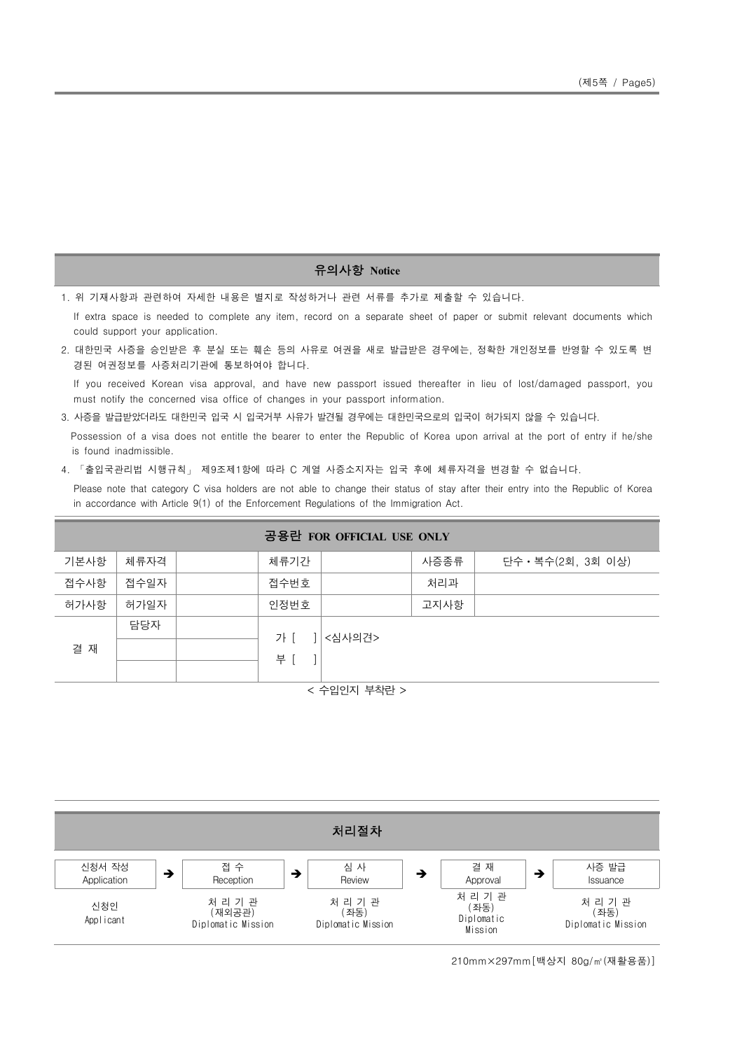## 유의사항 Notice

1. 위 기재사항과 관련하여 자세한 내용은 별지로 작성하거나 관련 서류를 추가로 제출할 수 있습니다.

   If extra space is needed to complete any item, record on a separate sheet of paper or submit relevant documents which could support your application.

2. 대한민국 사증을 승인받은 후 분실 또는 훼손 등의 사유로 여권을 새로 발급받은 경우에는, 정확한 개인정보를 반영할 수 있도록 변경된 여권정보를 사증처리기관에 통보하여야 합니다.

   If you received Korean visa approval, and have new passport issued thereafter in lieu of lost/damaged passport, you must notify the concerned visa office of changes in your passport information.

3. 사증을 발급받았더라도 대한민국 입국 시 입국거부 사유가 발견될 경우에는 대한민국으로의 입국이 허가되지 않을 수 있습니다.

   Possession of a visa does not entitle the bearer to enter the Republic of Korea upon arrival at the port of entry if he/she is found inadmissible.

4. 「출입국관리법 시행규칙」 제9조제1항에 따라 C 계열 사증소지자는 입국 후에 체류자격을 변경할 수 없습니다.

   Please note that category C visa holders are not able to change their status of stay after their entry into the Republic of Korea in accordance with Article 9(1) of the Enforcement Regulations of the Immigration Act.

## 공용란 FOR OFFICIAL USE ONLY

| | | | | | | |
|---|---|---|---|---|---|---|
| 기본사항 | 체류자격 | | 체류기간 | | 사증종류 | 단수 · 복수(2회, 3회 이상) |
| 접수사항 | 접수일자 | | 접수번호 | | 처리과 | |
| 허가사항 | 허가일자 | | 인정번호 | | 고지사항 | |
| 결 재 | 담당자 | | 가 [ ]<br>부 [ ] | <심사의견> | | |
| | | | | | | |
| | | | | | | |

< 수입인지 부착란 >

## 처리절차

| 신청서 작성 Application | → | 접 수 Reception | → | 심 사 Review | → | 결 재 Approval | → | 사증 발급 Issuance |
|---|---|---|---|---|---|---|---|---|
| 신청인 Applicant | | 처 리 기 관 (재외공관) Diplomatic Mission | | 처 리 기 관 (좌동) Diplomatic Mission | | 처 리 기 관 (좌동) Diplomatic Mission | | 처 리 기 관 (좌동) Diplomatic Mission |

210mm×297mm[백상지 80g/㎡(재활용품)]